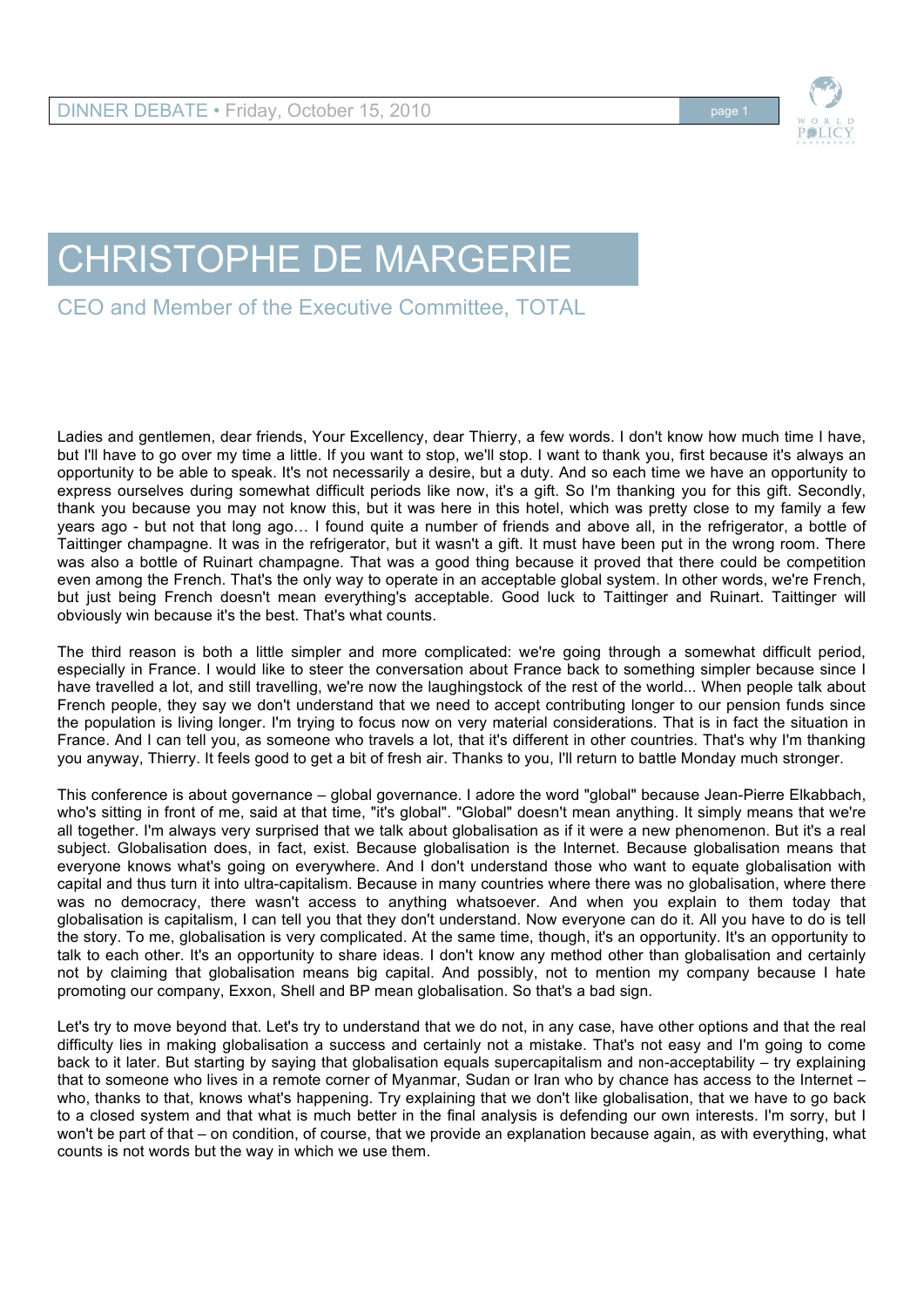# CHRISTOPHE DE MARGERIE

## CEO and Member of the Executive Committee, TOTAL

Ladies and gentlemen, dear friends, Your Excellency, dear Thierry, a few words. I don't know how much time I have, but I'll have to go over my time a little. If you want to stop, we'll stop. I want to thank you, first because it's always an opportunity to be able to speak. It's not necessarily a desire, but a duty. And so each time we have an opportunity to express ourselves during somewhat difficult periods like now, it's a gift. So I'm thanking you for this gift. Secondly, thank you because you may not know this, but it was here in this hotel, which was pretty close to my family a few years ago - but not that long ago… I found quite a number of friends and above all, in the refrigerator, a bottle of Taittinger champagne. It was in the refrigerator, but it wasn't a gift. It must have been put in the wrong room. There was also a bottle of Ruinart champagne. That was a good thing because it proved that there could be competition even among the French. That's the only way to operate in an acceptable global system. In other words, we're French, but just being French doesn't mean everything's acceptable. Good luck to Taittinger and Ruinart. Taittinger will obviously win because it's the best. That's what counts.

The third reason is both a little simpler and more complicated: we're going through a somewhat difficult period, especially in France. I would like to steer the conversation about France back to something simpler because since I have travelled a lot, and still travelling, we're now the laughingstock of the rest of the world... When people talk about French people, they say we don't understand that we need to accept contributing longer to our pension funds since the population is living longer. I'm trying to focus now on very material considerations. That is in fact the situation in France. And I can tell you, as someone who travels a lot, that it's different in other countries. That's why I'm thanking you anyway, Thierry. It feels good to get a bit of fresh air. Thanks to you, I'll return to battle Monday much stronger.

This conference is about governance – global governance. I adore the word "global" because Jean-Pierre Elkabbach, who's sitting in front of me, said at that time, "it's global". "Global" doesn't mean anything. It simply means that we're all together. I'm always very surprised that we talk about globalisation as if it were a new phenomenon. But it's a real subject. Globalisation does, in fact, exist. Because globalisation is the Internet. Because globalisation means that everyone knows what's going on everywhere. And I don't understand those who want to equate globalisation with capital and thus turn it into ultra-capitalism. Because in many countries where there was no globalisation, where there was no democracy, there wasn't access to anything whatsoever. And when you explain to them today that globalisation is capitalism, I can tell you that they don't understand. Now everyone can do it. All you have to do is tell the story. To me, globalisation is very complicated. At the same time, though, it's an opportunity. It's an opportunity to talk to each other. It's an opportunity to share ideas. I don't know any method other than globalisation and certainly not by claiming that globalisation means big capital. And possibly, not to mention my company because I hate promoting our company, Exxon, Shell and BP mean globalisation. So that's a bad sign.

Let's try to move beyond that. Let's try to understand that we do not, in any case, have other options and that the real difficulty lies in making globalisation a success and certainly not a mistake. That's not easy and I'm going to come back to it later. But starting by saying that globalisation equals supercapitalism and non-acceptability – try explaining that to someone who lives in a remote corner of Myanmar, Sudan or Iran who by chance has access to the Internet – who, thanks to that, knows what's happening. Try explaining that we don't like globalisation, that we have to go back to a closed system and that what is much better in the final analysis is defending our own interests. I'm sorry, but I won't be part of that – on condition, of course, that we provide an explanation because again, as with everything, what counts is not words but the way in which we use them.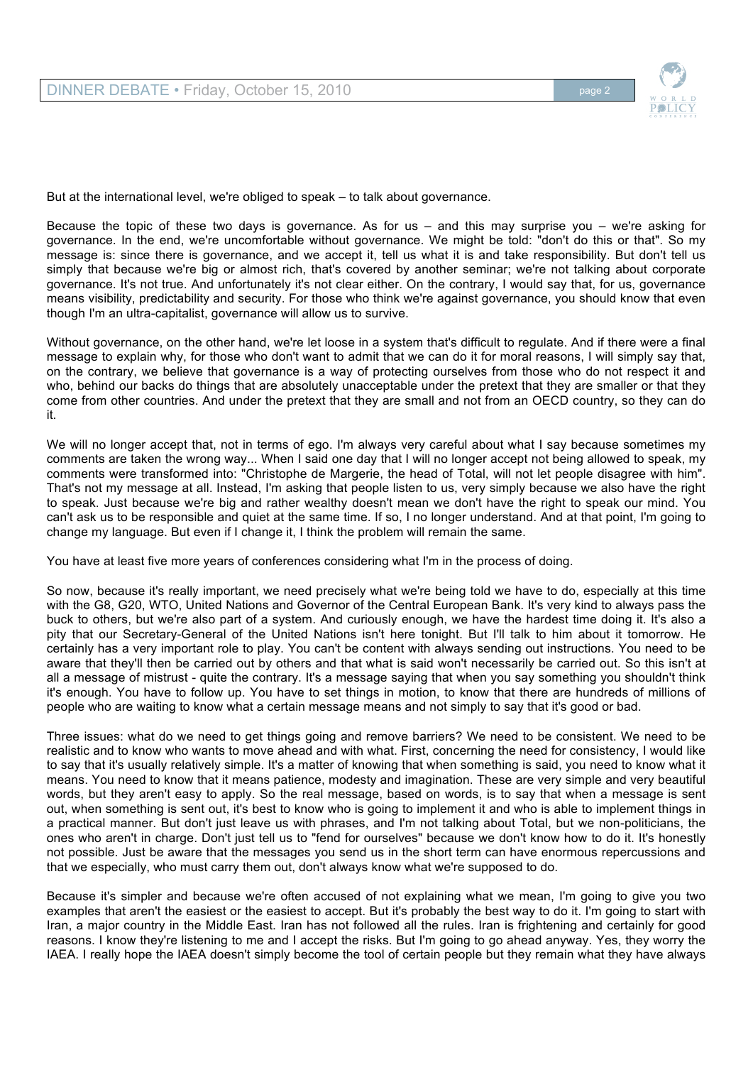But at the international level, we're obliged to speak – to talk about governance.

Because the topic of these two days is governance. As for us – and this may surprise you – we're asking for governance. In the end, we're uncomfortable without governance. We might be told: "don't do this or that". So my message is: since there is governance, and we accept it, tell us what it is and take responsibility. But don't tell us simply that because we're big or almost rich, that's covered by another seminar; we're not talking about corporate governance. It's not true. And unfortunately it's not clear either. On the contrary, I would say that, for us, governance means visibility, predictability and security. For those who think we're against governance, you should know that even though I'm an ultra-capitalist, governance will allow us to survive.

Without governance, on the other hand, we're let loose in a system that's difficult to regulate. And if there were a final message to explain why, for those who don't want to admit that we can do it for moral reasons, I will simply say that, on the contrary, we believe that governance is a way of protecting ourselves from those who do not respect it and who, behind our backs do things that are absolutely unacceptable under the pretext that they are smaller or that they come from other countries. And under the pretext that they are small and not from an OECD country, so they can do it.

We will no longer accept that, not in terms of ego. I'm always very careful about what I say because sometimes my comments are taken the wrong way... When I said one day that I will no longer accept not being allowed to speak, my comments were transformed into: "Christophe de Margerie, the head of Total, will not let people disagree with him". That's not my message at all. Instead, I'm asking that people listen to us, very simply because we also have the right to speak. Just because we're big and rather wealthy doesn't mean we don't have the right to speak our mind. You can't ask us to be responsible and quiet at the same time. If so, I no longer understand. And at that point, I'm going to change my language. But even if I change it, I think the problem will remain the same.

You have at least five more years of conferences considering what I'm in the process of doing.

So now, because it's really important, we need precisely what we're being told we have to do, especially at this time with the G8, G20, WTO, United Nations and Governor of the Central European Bank. It's very kind to always pass the buck to others, but we're also part of a system. And curiously enough, we have the hardest time doing it. It's also a pity that our Secretary-General of the United Nations isn't here tonight. But I'll talk to him about it tomorrow. He certainly has a very important role to play. You can't be content with always sending out instructions. You need to be aware that they'll then be carried out by others and that what is said won't necessarily be carried out. So this isn't at all a message of mistrust - quite the contrary. It's a message saying that when you say something you shouldn't think it's enough. You have to follow up. You have to set things in motion, to know that there are hundreds of millions of people who are waiting to know what a certain message means and not simply to say that it's good or bad.

Three issues: what do we need to get things going and remove barriers? We need to be consistent. We need to be realistic and to know who wants to move ahead and with what. First, concerning the need for consistency, I would like to say that it's usually relatively simple. It's a matter of knowing that when something is said, you need to know what it means. You need to know that it means patience, modesty and imagination. These are very simple and very beautiful words, but they aren't easy to apply. So the real message, based on words, is to say that when a message is sent out, when something is sent out, it's best to know who is going to implement it and who is able to implement things in a practical manner. But don't just leave us with phrases, and I'm not talking about Total, but we non-politicians, the ones who aren't in charge. Don't just tell us to "fend for ourselves" because we don't know how to do it. It's honestly not possible. Just be aware that the messages you send us in the short term can have enormous repercussions and that we especially, who must carry them out, don't always know what we're supposed to do.

Because it's simpler and because we're often accused of not explaining what we mean, I'm going to give you two examples that aren't the easiest or the easiest to accept. But it's probably the best way to do it. I'm going to start with Iran, a major country in the Middle East. Iran has not followed all the rules. Iran is frightening and certainly for good reasons. I know they're listening to me and I accept the risks. But I'm going to go ahead anyway. Yes, they worry the IAEA. I really hope the IAEA doesn't simply become the tool of certain people but they remain what they have always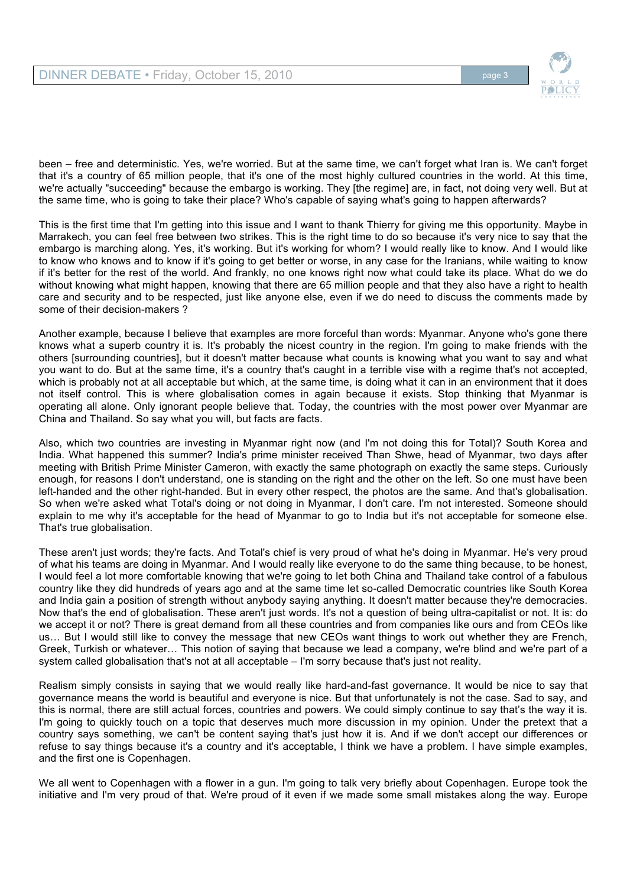been – free and deterministic. Yes, we're worried. But at the same time, we can't forget what Iran is. We can't forget that it's a country of 65 million people, that it's one of the most highly cultured countries in the world. At this time, we're actually "succeeding" because the embargo is working. They [the regime] are, in fact, not doing very well. But at the same time, who is going to take their place? Who's capable of saying what's going to happen afterwards?

This is the first time that I'm getting into this issue and I want to thank Thierry for giving me this opportunity. Maybe in Marrakech, you can feel free between two strikes. This is the right time to do so because it's very nice to say that the embargo is marching along. Yes, it's working. But it's working for whom? I would really like to know. And I would like to know who knows and to know if it's going to get better or worse, in any case for the Iranians, while waiting to know if it's better for the rest of the world. And frankly, no one knows right now what could take its place. What do we do without knowing what might happen, knowing that there are 65 million people and that they also have a right to health care and security and to be respected, just like anyone else, even if we do need to discuss the comments made by some of their decision-makers ?

Another example, because I believe that examples are more forceful than words: Myanmar. Anyone who's gone there knows what a superb country it is. It's probably the nicest country in the region. I'm going to make friends with the others [surrounding countries], but it doesn't matter because what counts is knowing what you want to say and what you want to do. But at the same time, it's a country that's caught in a terrible vise with a regime that's not accepted, which is probably not at all acceptable but which, at the same time, is doing what it can in an environment that it does not itself control. This is where globalisation comes in again because it exists. Stop thinking that Myanmar is operating all alone. Only ignorant people believe that. Today, the countries with the most power over Myanmar are China and Thailand. So say what you will, but facts are facts.

Also, which two countries are investing in Myanmar right now (and I'm not doing this for Total)? South Korea and India. What happened this summer? India's prime minister received Than Shwe, head of Myanmar, two days after meeting with British Prime Minister Cameron, with exactly the same photograph on exactly the same steps. Curiously enough, for reasons I don't understand, one is standing on the right and the other on the left. So one must have been left-handed and the other right-handed. But in every other respect, the photos are the same. And that's globalisation. So when we're asked what Total's doing or not doing in Myanmar, I don't care. I'm not interested. Someone should explain to me why it's acceptable for the head of Myanmar to go to India but it's not acceptable for someone else. That's true globalisation.

These aren't just words; they're facts. And Total's chief is very proud of what he's doing in Myanmar. He's very proud of what his teams are doing in Myanmar. And I would really like everyone to do the same thing because, to be honest, I would feel a lot more comfortable knowing that we're going to let both China and Thailand take control of a fabulous country like they did hundreds of years ago and at the same time let so-called Democratic countries like South Korea and India gain a position of strength without anybody saying anything. It doesn't matter because they're democracies. Now that's the end of globalisation. These aren't just words. It's not a question of being ultra-capitalist or not. It is: do we accept it or not? There is great demand from all these countries and from companies like ours and from CEOs like us… But I would still like to convey the message that new CEOs want things to work out whether they are French, Greek, Turkish or whatever… This notion of saying that because we lead a company, we're blind and we're part of a system called globalisation that's not at all acceptable – I'm sorry because that's just not reality.

Realism simply consists in saying that we would really like hard-and-fast governance. It would be nice to say that governance means the world is beautiful and everyone is nice. But that unfortunately is not the case. Sad to say, and this is normal, there are still actual forces, countries and powers. We could simply continue to say that's the way it is. I'm going to quickly touch on a topic that deserves much more discussion in my opinion. Under the pretext that a country says something, we can't be content saying that's just how it is. And if we don't accept our differences or refuse to say things because it's a country and it's acceptable, I think we have a problem. I have simple examples, and the first one is Copenhagen.

We all went to Copenhagen with a flower in a gun. I'm going to talk very briefly about Copenhagen. Europe took the initiative and I'm very proud of that. We're proud of it even if we made some small mistakes along the way. Europe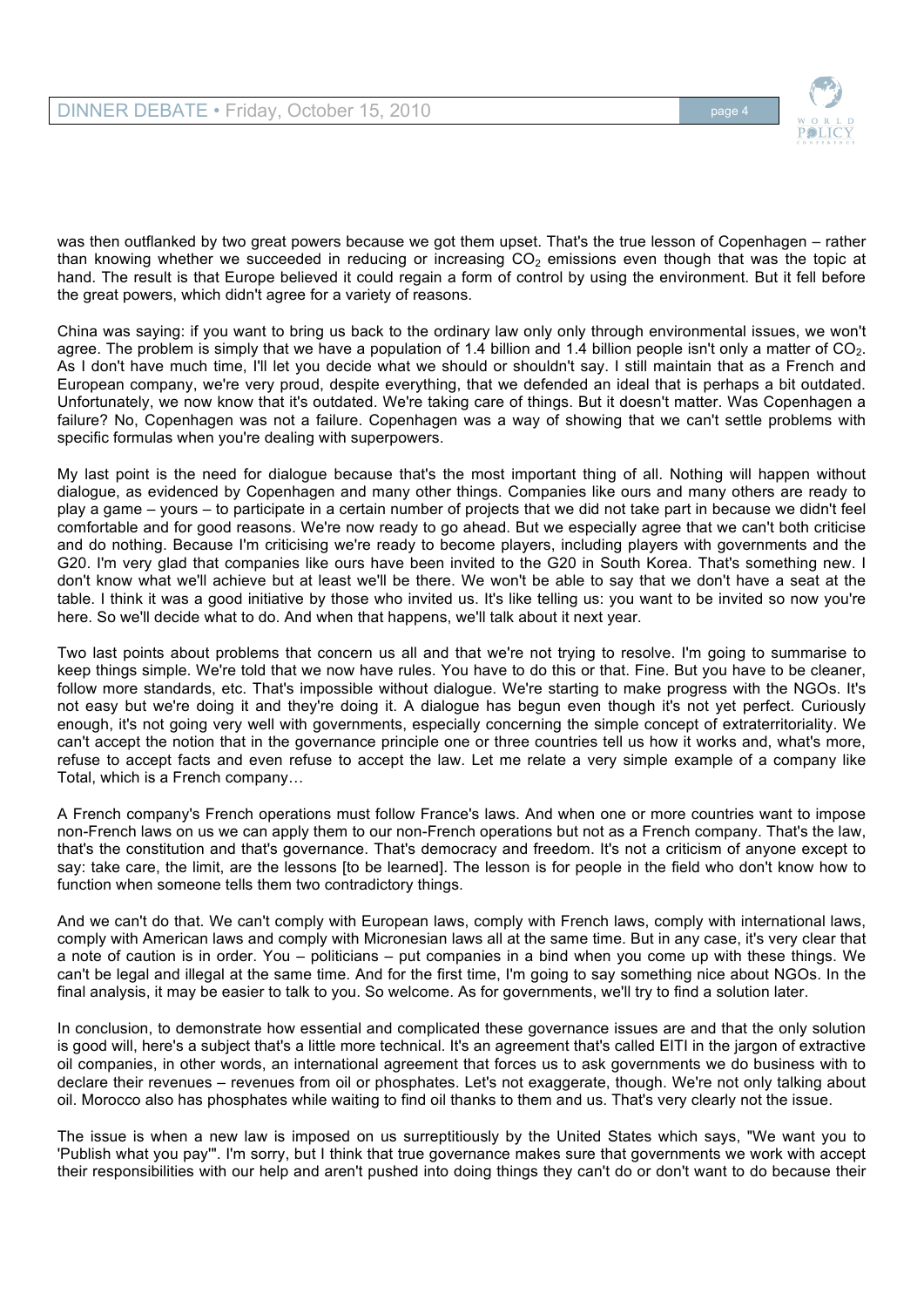was then outflanked by two great powers because we got them upset. That's the true lesson of Copenhagen – rather than knowing whether we succeeded in reducing or increasing $CO_2$ emissions even though that was the topic at hand. The result is that Europe believed it could regain a form of control by using the environment. But it fell before the great powers, which didn't agree for a variety of reasons.

China was saying: if you want to bring us back to the ordinary law only only through environmental issues, we won't agree. The problem is simply that we have a population of 1.4 billion and 1.4 billion people isn't only a matter of $CO_2$. As I don't have much time, I'll let you decide what we should or shouldn't say. I still maintain that as a French and European company, we're very proud, despite everything, that we defended an ideal that is perhaps a bit outdated. Unfortunately, we now know that it's outdated. We're taking care of things. But it doesn't matter. Was Copenhagen a failure? No, Copenhagen was not a failure. Copenhagen was a way of showing that we can't settle problems with specific formulas when you're dealing with superpowers.

My last point is the need for dialogue because that's the most important thing of all. Nothing will happen without dialogue, as evidenced by Copenhagen and many other things. Companies like ours and many others are ready to play a game – yours – to participate in a certain number of projects that we did not take part in because we didn't feel comfortable and for good reasons. We're now ready to go ahead. But we especially agree that we can't both criticise and do nothing. Because I'm criticising we're ready to become players, including players with governments and the G20. I'm very glad that companies like ours have been invited to the G20 in South Korea. That's something new. I don't know what we'll achieve but at least we'll be there. We won't be able to say that we don't have a seat at the table. I think it was a good initiative by those who invited us. It's like telling us: you want to be invited so now you're here. So we'll decide what to do. And when that happens, we'll talk about it next year.

Two last points about problems that concern us all and that we're not trying to resolve. I'm going to summarise to keep things simple. We're told that we now have rules. You have to do this or that. Fine. But you have to be cleaner, follow more standards, etc. That's impossible without dialogue. We're starting to make progress with the NGOs. It's not easy but we're doing it and they're doing it. A dialogue has begun even though it's not yet perfect. Curiously enough, it's not going very well with governments, especially concerning the simple concept of extraterritoriality. We can't accept the notion that in the governance principle one or three countries tell us how it works and, what's more, refuse to accept facts and even refuse to accept the law. Let me relate a very simple example of a company like Total, which is a French company…

A French company's French operations must follow France's laws. And when one or more countries want to impose non-French laws on us we can apply them to our non-French operations but not as a French company. That's the law, that's the constitution and that's governance. That's democracy and freedom. It's not a criticism of anyone except to say: take care, the limit, are the lessons [to be learned]. The lesson is for people in the field who don't know how to function when someone tells them two contradictory things.

And we can't do that. We can't comply with European laws, comply with French laws, comply with international laws, comply with American laws and comply with Micronesian laws all at the same time. But in any case, it's very clear that a note of caution is in order. You – politicians – put companies in a bind when you come up with these things. We can't be legal and illegal at the same time. And for the first time, I'm going to say something nice about NGOs. In the final analysis, it may be easier to talk to you. So welcome. As for governments, we'll try to find a solution later.

In conclusion, to demonstrate how essential and complicated these governance issues are and that the only solution is good will, here's a subject that's a little more technical. It's an agreement that's called EITI in the jargon of extractive oil companies, in other words, an international agreement that forces us to ask governments we do business with to declare their revenues – revenues from oil or phosphates. Let's not exaggerate, though. We're not only talking about oil. Morocco also has phosphates while waiting to find oil thanks to them and us. That's very clearly not the issue.

The issue is when a new law is imposed on us surreptitiously by the United States which says, "We want you to 'Publish what you pay'". I'm sorry, but I think that true governance makes sure that governments we work with accept their responsibilities with our help and aren't pushed into doing things they can't do or don't want to do because their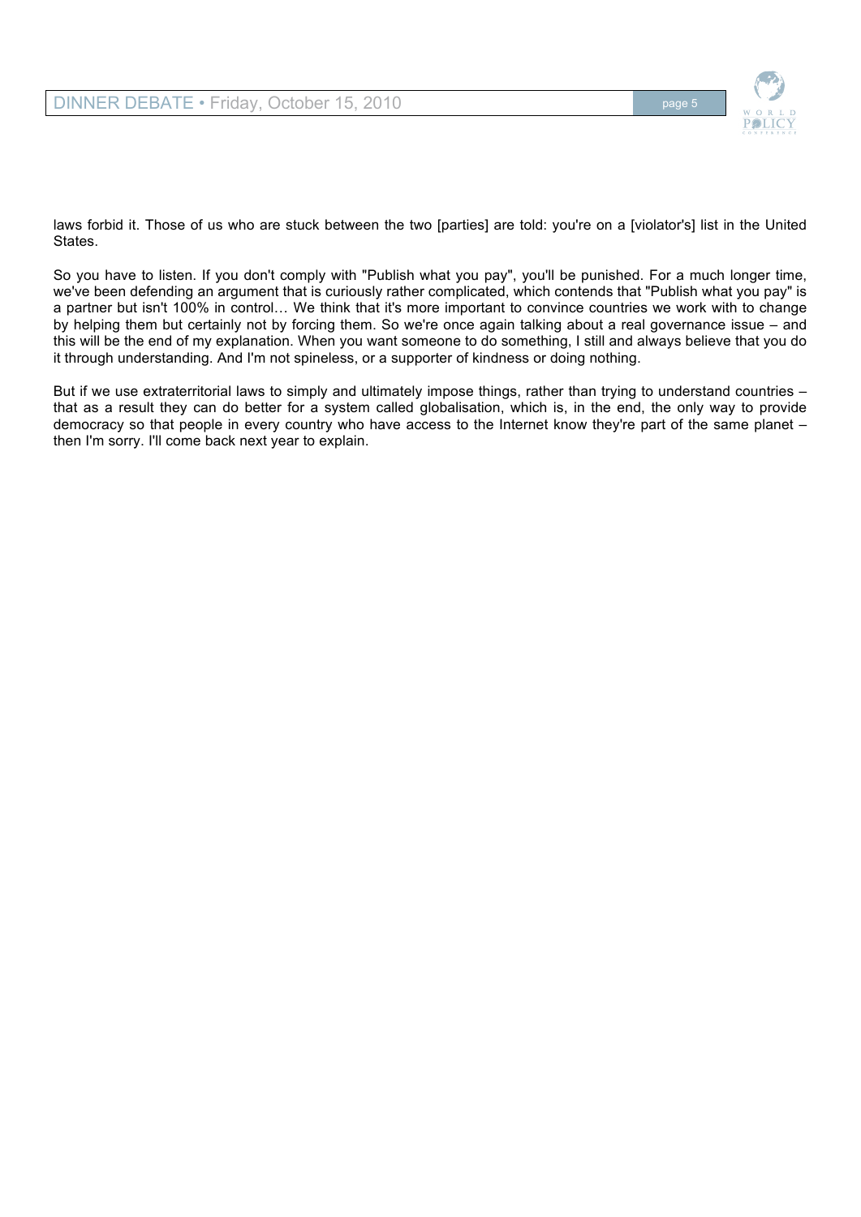laws forbid it. Those of us who are stuck between the two [parties] are told: you're on a [violator's] list in the United States.

So you have to listen. If you don't comply with "Publish what you pay", you'll be punished. For a much longer time, we've been defending an argument that is curiously rather complicated, which contends that "Publish what you pay" is a partner but isn't 100% in control… We think that it's more important to convince countries we work with to change by helping them but certainly not by forcing them. So we're once again talking about a real governance issue – and this will be the end of my explanation. When you want someone to do something, I still and always believe that you do it through understanding. And I'm not spineless, or a supporter of kindness or doing nothing.

But if we use extraterritorial laws to simply and ultimately impose things, rather than trying to understand countries – that as a result they can do better for a system called globalisation, which is, in the end, the only way to provide democracy so that people in every country who have access to the Internet know they're part of the same planet – then I'm sorry. I'll come back next year to explain.